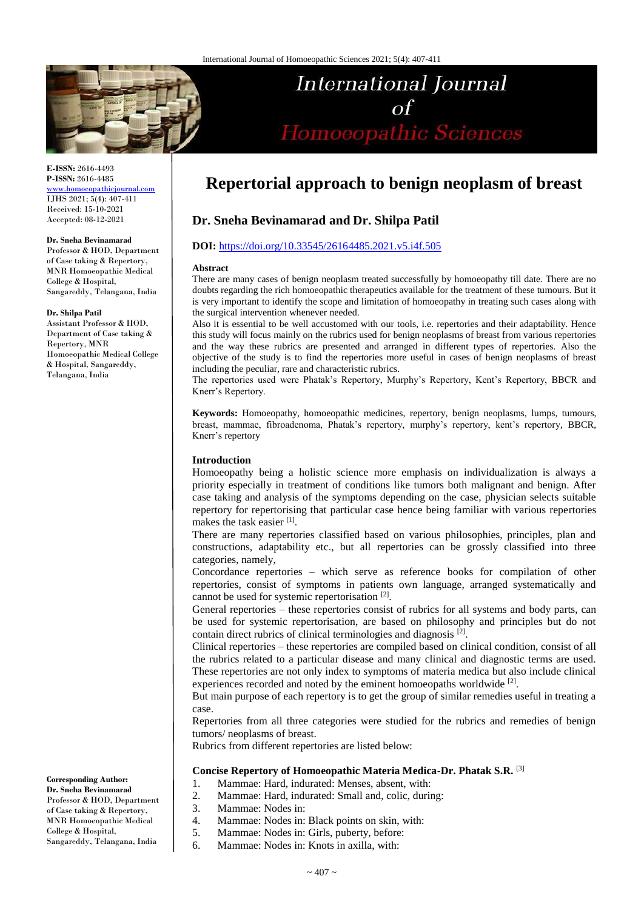# Repertorial approach to benign neoplasm of breast

## Dr. Sneha Bevinamarad and Dr. Shilpa Patil

**E-ISSN:** 2616-4493
**P-ISSN:** 2616-4485
www.homoeopathicjournal.com
IJHS 2021; 5(4): 407-411
Received: 15-10-2021
Accepted: 08-12-2021

**Dr. Sneha Bevinamarad**
Professor & HOD, Department of Case taking & Repertory, MNR Homoeopathic Medical College & Hospital, Sangareddy, Telangana, India

**Dr. Shilpa Patil**
Assistant Professor & HOD, Department of Case taking & Repertory, MNR Homoeopathic Medical College & Hospital, Sangareddy, Telangana, India

**Corresponding Author:**
**Dr. Sneha Bevinamarad**
Professor & HOD, Department of Case taking & Repertory, MNR Homoeopathic Medical College & Hospital, Sangareddy, Telangana, India

**DOI:** https://doi.org/10.33545/26164485.2021.v5.i4f.505

### Abstract

There are many cases of benign neoplasm treated successfully by homoeopathy till date. There are no doubts regarding the rich homoeopathic therapeutics available for the treatment of these tumours. But it is very important to identify the scope and limitation of homoeopathy in treating such cases along with the surgical intervention whenever needed.

Also it is essential to be well accustomed with our tools, i.e. repertories and their adaptability. Hence this study will focus mainly on the rubrics used for benign neoplasms of breast from various repertories and the way these rubrics are presented and arranged in different types of repertories. Also the objective of the study is to find the repertories more useful in cases of benign neoplasms of breast including the peculiar, rare and characteristic rubrics.

The repertories used were Phatak's Repertory, Murphy's Repertory, Kent's Repertory, BBCR and Knerr's Repertory.

**Keywords:** Homoeopathy, homoeopathic medicines, repertory, benign neoplasms, lumps, tumours, breast, mammae, fibroadenoma, Phatak's repertory, murphy's repertory, kent's repertory, BBCR, Knerr's repertory

### Introduction

Homoeopathy being a holistic science more emphasis on individualization is always a priority especially in treatment of conditions like tumors both malignant and benign. After case taking and analysis of the symptoms depending on the case, physician selects suitable repertory for repertorising that particular case hence being familiar with various repertories makes the task easier [1].

There are many repertories classified based on various philosophies, principles, plan and constructions, adaptability etc., but all repertories can be grossly classified into three categories, namely,

Concordance repertories – which serve as reference books for compilation of other repertories, consist of symptoms in patients own language, arranged systematically and cannot be used for systemic repertorisation [2].

General repertories – these repertories consist of rubrics for all systems and body parts, can be used for systemic repertorisation, are based on philosophy and principles but do not contain direct rubrics of clinical terminologies and diagnosis [2].

Clinical repertories – these repertories are compiled based on clinical condition, consist of all the rubrics related to a particular disease and many clinical and diagnostic terms are used. These repertories are not only index to symptoms of materia medica but also include clinical experiences recorded and noted by the eminent homoeopaths worldwide [2].

But main purpose of each repertory is to get the group of similar remedies useful in treating a case.

Repertories from all three categories were studied for the rubrics and remedies of benign tumors/ neoplasms of breast.

Rubrics from different repertories are listed below:

#### Concise Repertory of Homoeopathic Materia Medica-Dr. Phatak S.R. [3]

1. Mammae: Hard, indurated: Menses, absent, with:
2. Mammae: Hard, indurated: Small and, colic, during:
3. Mammae: Nodes in:
4. Mammae: Nodes in: Black points on skin, with:
5. Mammae: Nodes in: Girls, puberty, before:
6. Mammae: Nodes in: Knots in axilla, with: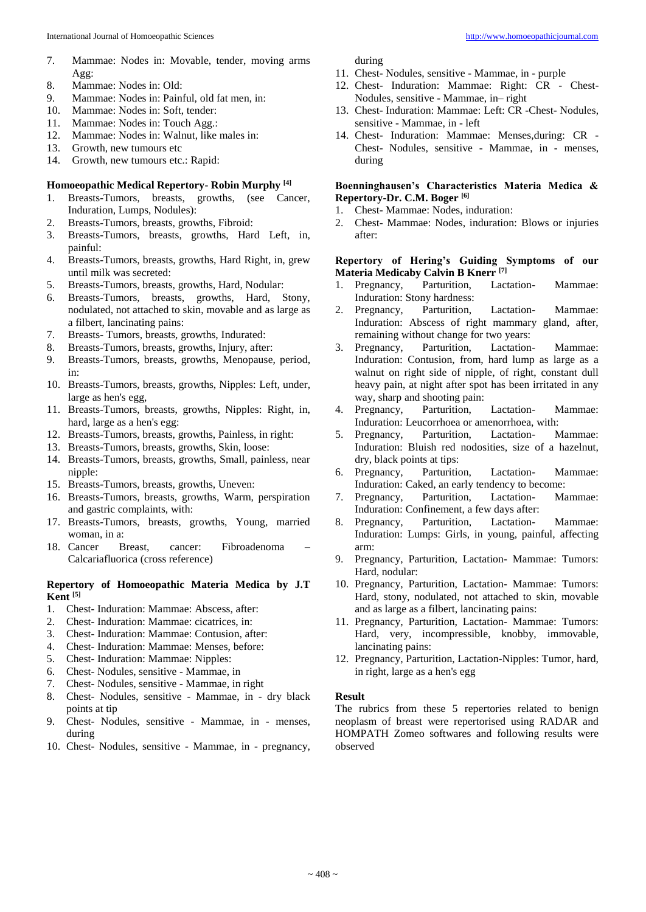7. Mammae: Nodes in: Movable, tender, moving arms Agg:
8. Mammae: Nodes in: Old:
9. Mammae: Nodes in: Painful, old fat men, in:
10. Mammae: Nodes in: Soft, tender:
11. Mammae: Nodes in: Touch Agg.:
12. Mammae: Nodes in: Walnut, like males in:
13. Growth, new tumours etc
14. Growth, new tumours etc.: Rapid:

### Homoeopathic Medical Repertory- Robin Murphy [4]

1. Breasts-Tumors, breasts, growths, (see Cancer, Induration, Lumps, Nodules):
2. Breasts-Tumors, breasts, growths, Fibroid:
3. Breasts-Tumors, breasts, growths, Hard Left, in, painful:
4. Breasts-Tumors, breasts, growths, Hard Right, in, grew until milk was secreted:
5. Breasts-Tumors, breasts, growths, Hard, Nodular:
6. Breasts-Tumors, breasts, growths, Hard, Stony, nodulated, not attached to skin, movable and as large as a filbert, lancinating pains:
7. Breasts- Tumors, breasts, growths, Indurated:
8. Breasts-Tumors, breasts, growths, Injury, after:
9. Breasts-Tumors, breasts, growths, Menopause, period, in:
10. Breasts-Tumors, breasts, growths, Nipples: Left, under, large as hen's egg,
11. Breasts-Tumors, breasts, growths, Nipples: Right, in, hard, large as a hen's egg:
12. Breasts-Tumors, breasts, growths, Painless, in right:
13. Breasts-Tumors, breasts, growths, Skin, loose:
14. Breasts-Tumors, breasts, growths, Small, painless, near nipple:
15. Breasts-Tumors, breasts, growths, Uneven:
16. Breasts-Tumors, breasts, growths, Warm, perspiration and gastric complaints, with:
17. Breasts-Tumors, breasts, growths, Young, married woman, in a:
18. Cancer Breast, cancer: Fibroadenoma – Calcariafluorica (cross reference)

### Repertory of Homoeopathic Materia Medica by J.T Kent [5]

1. Chest- Induration: Mammae: Abscess, after:
2. Chest- Induration: Mammae: cicatrices, in:
3. Chest- Induration: Mammae: Contusion, after:
4. Chest- Induration: Mammae: Menses, before:
5. Chest- Induration: Mammae: Nipples:
6. Chest- Nodules, sensitive - Mammae, in
7. Chest- Nodules, sensitive - Mammae, in right
8. Chest- Nodules, sensitive - Mammae, in - dry black points at tip
9. Chest- Nodules, sensitive - Mammae, in - menses, during
10. Chest- Nodules, sensitive - Mammae, in - pregnancy, during
11. Chest- Nodules, sensitive - Mammae, in - purple
12. Chest- Induration: Mammae: Right: CR - Chest- Nodules, sensitive - Mammae, in– right
13. Chest- Induration: Mammae: Left: CR -Chest- Nodules, sensitive - Mammae, in - left
14. Chest- Induration: Mammae: Menses,during: CR - Chest- Nodules, sensitive - Mammae, in - menses, during

### Boenninghausen's Characteristics Materia Medica & Repertory-Dr. C.M. Boger [6]

1. Chest- Mammae: Nodes, induration:
2. Chest- Mammae: Nodes, induration: Blows or injuries after:

### Repertory of Hering's Guiding Symptoms of our Materia Medicaby Calvin B Knerr [7]

1. Pregnancy, Parturition, Lactation- Mammae: Induration: Stony hardness:
2. Pregnancy, Parturition, Lactation- Mammae: Induration: Abscess of right mammary gland, after, remaining without change for two years:
3. Pregnancy, Parturition, Lactation- Mammae: Induration: Contusion, from, hard lump as large as a walnut on right side of nipple, of right, constant dull heavy pain, at night after spot has been irritated in any way, sharp and shooting pain:
4. Pregnancy, Parturition, Lactation- Mammae: Induration: Leucorrhoea or amenorrhoea, with:
5. Pregnancy, Parturition, Lactation- Mammae: Induration: Bluish red nodosities, size of a hazelnut, dry, black points at tips:
6. Pregnancy, Parturition, Lactation- Mammae: Induration: Caked, an early tendency to become:
7. Pregnancy, Parturition, Lactation- Mammae: Induration: Confinement, a few days after:
8. Pregnancy, Parturition, Lactation- Mammae: Induration: Lumps: Girls, in young, painful, affecting arm:
9. Pregnancy, Parturition, Lactation- Mammae: Tumors: Hard, nodular:
10. Pregnancy, Parturition, Lactation- Mammae: Tumors: Hard, stony, nodulated, not attached to skin, movable and as large as a filbert, lancinating pains:
11. Pregnancy, Parturition, Lactation- Mammae: Tumors: Hard, very, incompressible, knobby, immovable, lancinating pains:
12. Pregnancy, Parturition, Lactation-Nipples: Tumor, hard, in right, large as a hen's egg

### Result

The rubrics from these 5 repertories related to benign neoplasm of breast were repertorised using RADAR and HOMPATH Zomeo softwares and following results were observed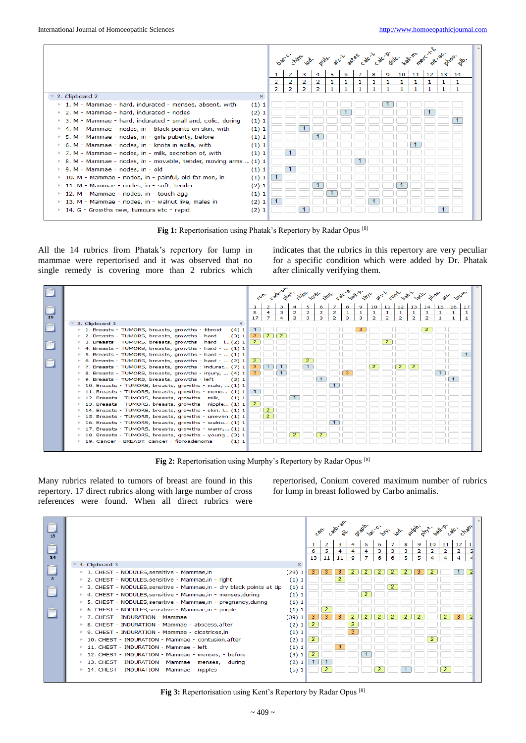2. Clipboard 2

1. M - Mammae - hard, indurated - menses, absent, with (1) 1
2. M - Mammae - hard, indurated - nodes (2) 1
3. M - Mammae - hard, indurated - small and, colic, during (1) 1
4. M - Mammae - nodes, in - black points on skin, with (1) 1
5. M - Mammae - nodes, in - girls puberty, before (1) 1
6. M - Mammae - nodes, in - knots in axilla, with (1) 1
7. M - Mammae - nodes, in - milk, secretion of, with (1) 1
8. M - Mammae - nodes, in - movable, tender, moving arms ... (1) 1
9. M - Mammae - nodes, in - old (1) 1
10. M - Mammae - nodes, in - painful, old fat men, in (1) 1
11. M - Mammae - nodes, in - soft, tender (2) 1
12. M - Mammae - nodes, in - touch agg (1) 1
13. M - Mammae - nodes, in - walnut like, males in (2) 1
14. G - Growths new, tumours etc - rapid (2) 1

**Fig 1:** Repertorisation using Phatak's Repertory by Radar Opus [8]

All the 14 rubrics from Phatak's repertory for lump in mammae were repertorised and it was observed that no single remedy is covering more than 2 rubrics which indicates that the rubrics in this repertory are very peculiar for a specific condition which were added by Dr. Phatak after clinically verifying them.

3. Clipboard 3

1. Breasts - TUMORS, breasts, growths - fibroid (4) 1
2. Breasts - TUMORS, breasts, growths - hard (3) 1
3. Breasts - TUMORS, breasts, growths - hard - l... (2) 1
4. Breasts - TUMORS, breasts, growths - hard - ... (1) 1
5. Breasts - TUMORS, breasts, growths - hard - ... (1) 1
6. Breasts - TUMORS, breasts, growths - hard - ... (2) 1
7. Breasts - TUMORS, breasts, growths - indurat... (7) 1
8. Breasts - TUMORS, breasts, growths - injury, ... (4) 1
9. Breasts - TUMORS, breasts, growths - left (3) 1
10. Breasts - TUMORS, breasts, growths - male, ... (1) 1
11. Breasts - TUMORS, breasts, growths - meno... (1) 1
12. Breasts - TUMORS, breasts, growths - milk, ... (1) 1
13. Breasts - TUMORS, breasts, growths - nipple... (1) 1
14. Breasts - TUMORS, breasts, growths - skin, l... (1) 1
15. Breasts - TUMORS, breasts, growths - uneven (1) 1
16. Breasts - TUMORS, breasts, growths - walnu... (1) 1
17. Breasts - TUMORS, breasts, growths - warm,... (1) 1
18. Breasts - TUMORS, breasts, growths - young... (3) 1
19. Cancer - BREAST, cancer - fibroadenoma (1) 1

**Fig 2:** Repertorisation using Murphy's Repertory by Radar Opus [8]

Many rubrics related to tumors of breast are found in this repertory. 17 direct rubrics along with large number of cross references were found. When all direct rubrics were repertorised, Conium covered maximum number of rubrics for lump in breast followed by Carbo animalis.

3. Clipboard 3

1. CHEST - NODULES, sensitive - Mammae, in (28) 1
2. CHEST - NODULES, sensitive - Mammae, in - right (1) 1
3. CHEST - NODULES, sensitive - Mammae, in - dry black points at tip (1) 1
4. CHEST - NODULES, sensitive - Mammae, in - menses, during (1) 1
5. CHEST - NODULES, sensitive - Mammae, in - pregnancy, during (1) 1
6. CHEST - NODULES, sensitive - Mammae, in - purple (1) 1
7. CHEST - INDURATION - Mammae (39) 1
8. CHEST - INDURATION - Mammae - abscess, after (2) 1
9. CHEST - INDURATION - Mammae - cicatrices, in (1) 1
10. CHEST - INDURATION - Mammae - contusion, after (2) 1
11. CHEST - INDURATION - Mammae - left (1) 1
12. CHEST - INDURATION - Mammae - menses, - before (3) 1
13. CHEST - INDURATION - Mammae - menses, - during (2) 1
14. CHEST - INDURATION - Mammae - nipples (5) 1

**Fig 3:** Repertorisation using Kent's Repertory by Radar Opus [8]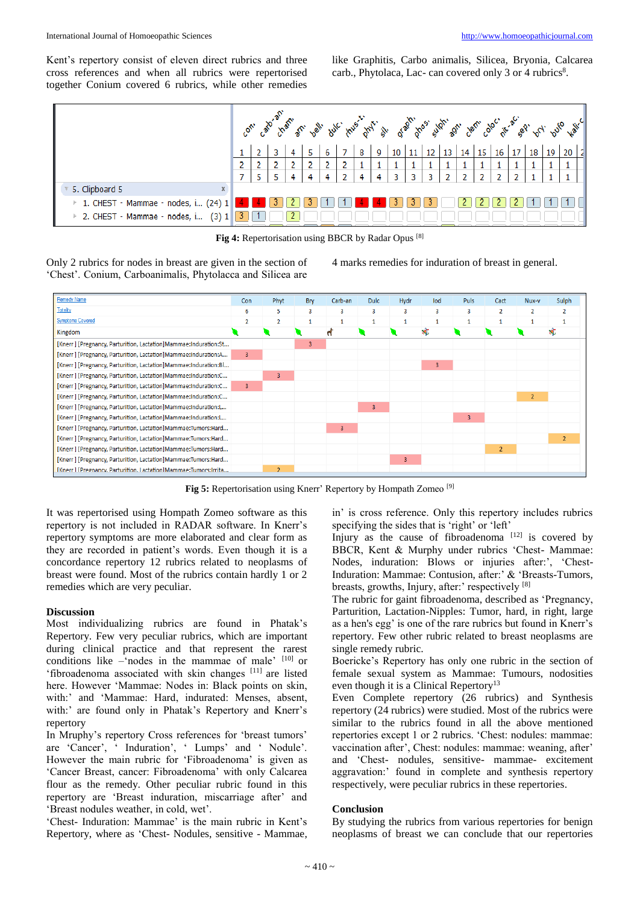Kent's repertory consist of eleven direct rubrics and three cross references and when all rubrics were repertorised together Conium covered 6 rubrics, while other remedies like Graphitis, Carbo animalis, Silicea, Bryonia, Calcarea carb., Phytolaca, Lac- can covered only 3 or 4 rubrics[8].

| | con. | carb-an. | cham. | arn. | bell. | dulc. | rhus-t. | phyt. | sil. | graph. | phos. | sulph. | agn. | clem. | coloc. | nit-ac. | sep. | bry. | bufo | kali-c |
|---|---|---|---|---|---|---|---|---|---|---|---|---|---|---|---|---|---|---|---|---|
| | 1 | 2 | 3 | 4 | 5 | 6 | 7 | 8 | 9 | 10 | 11 | 12 | 13 | 14 | 15 | 16 | 17 | 18 | 19 | 20 |
| | 2 | 2 | 2 | 2 | 2 | 2 | 2 | 1 | 1 | 1 | 1 | 1 | 1 | 1 | 1 | 1 | 1 | 1 | 1 | 1 |
| | 7 | 5 | 5 | 4 | 4 | 4 | 2 | 4 | 4 | 3 | 3 | 3 | 2 | 2 | 2 | 2 | 2 | 1 | 1 | 1 |
| 5. Clipboard 5 | | | | | | | | | | | | | | | | | | | | |
| 1. CHEST - Mammae - nodes, i... (24) 1 | 4 | 4 | 3 | 2 | 3 | 1 | 1 | 4 | 4 | 3 | 3 | 3 | | 2 | 2 | 2 | 2 | 1 | 1 | 1 |
| 2. CHEST - Mammae - nodes, i... (3) 1 | 3 | 1 | | 2 | | | | | | | | | | | | | | | | |

**Fig 4:** Repertorisation using BBCR by Radar Opus [8]

Only 2 rubrics for nodes in breast are given in the section of 'Chest'. Conium, Carboanimalis, Phytolacca and Silicea are 4 marks remedies for induration of breast in general.

| Remedy Name | Con | Phyt | Bry | Carb-an | Dulc | Hydr | Iod | Puls | Cact | Nux-v | Sulph |
|---|---|---|---|---|---|---|---|---|---|---|---|
| Totality | 6 | 5 | 3 | 3 | 3 | 3 | 3 | 3 | 2 | 2 | 2 |
| Symptoms Covered | 2 | 2 | 1 | 1 | 1 | 1 | 1 | 1 | 1 | 1 | 1 |
| Kingdom | | | | | | | | | | | |
| [Knerr] [Pregnancy, Parturition, Lactation]Mammae:Induration:St... | | | 3 | | | | | | | | |
| [Knerr] [Pregnancy, Parturition, Lactation]Mammae:Induration:A... | 3 | | | | | | | | | | |
| [Knerr] [Pregnancy, Parturition, Lactation]Mammae:Induration:Bl... | | | | | | | 3 | | | | |
| [Knerr] [Pregnancy, Parturition, Lactation]Mammae:Induration:C... | | 3 | | | | | | | | | |
| [Knerr] [Pregnancy, Parturition, Lactation]Mammae:Induration:C... | 3 | | | | | | | | | | |
| [Knerr] [Pregnancy, Parturition, Lactation]Mammae:Induration:C... | | | | | | | | | | 2 | |
| [Knerr] [Pregnancy, Parturition, Lactation]Mammae:Induration:L... | | | | | 3 | | | | | | |
| [Knerr] [Pregnancy, Parturition, Lactation]Mammae:Induration:L... | | | | | | | | 3 | | | |
| [Knerr] [Pregnancy, Parturition, Lactation]Mammae:Tumors:Hard... | | | | 3 | | | | | | | |
| [Knerr] [Pregnancy, Parturition, Lactation]Mammae:Tumors:Hard... | | | | | | | | | | | 2 |
| [Knerr] [Pregnancy, Parturition, Lactation]Mammae:Tumors:Hard... | | | | | | | | | 2 | | |
| [Knerr] [Pregnancy, Parturition, Lactation]Mammae:Tumors:Hard... | | | | | | 3 | | | | | |
| [Knerr] [Pregnancy, Parturition, Lactation]Mammae:Tumors:Irrita... | | 2 | | | | | | | | | |

**Fig 5:** Repertorisation using Knerr' Repertory by Hompath Zomeo [9]

It was repertorised using Hompath Zomeo software as this repertory is not included in RADAR software. In Knerr's repertory symptoms are more elaborated and clear form as they are recorded in patient's words. Even though it is a concordance repertory 12 rubrics related to neoplasms of breast were found. Most of the rubrics contain hardly 1 or 2 remedies which are very peculiar.

## Discussion

Most individualizing rubrics are found in Phatak's Repertory. Few very peculiar rubrics, which are important during clinical practice and that represent the rarest conditions like –'nodes in the mammae of male' [10] or 'fibroadenoma associated with skin changes [11] are listed here. However 'Mammae: Nodes in: Black points on skin, with:' and 'Mammae: Hard, indurated: Menses, absent, with:' are found only in Phatak's Repertory and Knerr's repertory

In Mruphy's repertory Cross references for 'breast tumors' are 'Cancer', ' Induration', ' Lumps' and ' Nodule'. However the main rubric for 'Fibroadenoma' is given as 'Cancer Breast, cancer: Fibroadenoma' with only Calcarea flour as the remedy. Other peculiar rubric found in this repertory are 'Breast induration, miscarriage after' and 'Breast nodules weather, in cold, wet'.

'Chest- Induration: Mammae' is the main rubric in Kent's Repertory, where as 'Chest- Nodules, sensitive - Mammae, in' is cross reference. Only this repertory includes rubrics specifying the sides that is 'right' or 'left'

Injury as the cause of fibroadenoma [12] is covered by BBCR, Kent & Murphy under rubrics 'Chest- Mammae: Nodes, induration: Blows or injuries after:', 'Chest-Induration: Mammae: Contusion, after:' & 'Breasts-Tumors, breasts, growths, Injury, after:' respectively [8]

The rubric for gaint fibroadenoma, described as 'Pregnancy, Parturition, Lactation-Nipples: Tumor, hard, in right, large as a hen's egg' is one of the rare rubrics but found in Knerr's repertory. Few other rubric related to breast neoplasms are single remedy rubric.

Boericke's Repertory has only one rubric in the section of female sexual system as Mammae: Tumours, nodosities even though it is a Clinical Repertory[13]

Even Complete repertory (26 rubrics) and Synthesis repertory (24 rubrics) were studied. Most of the rubrics were similar to the rubrics found in all the above mentioned repertories except 1 or 2 rubrics. 'Chest: nodules: mammae: vaccination after', Chest: nodules: mammae: weaning, after' and 'Chest- nodules, sensitive- mammae- excitement aggravation:' found in complete and synthesis repertory respectively, were peculiar rubrics in these repertories.

## Conclusion

By studying the rubrics from various repertories for benign neoplasms of breast we can conclude that our repertories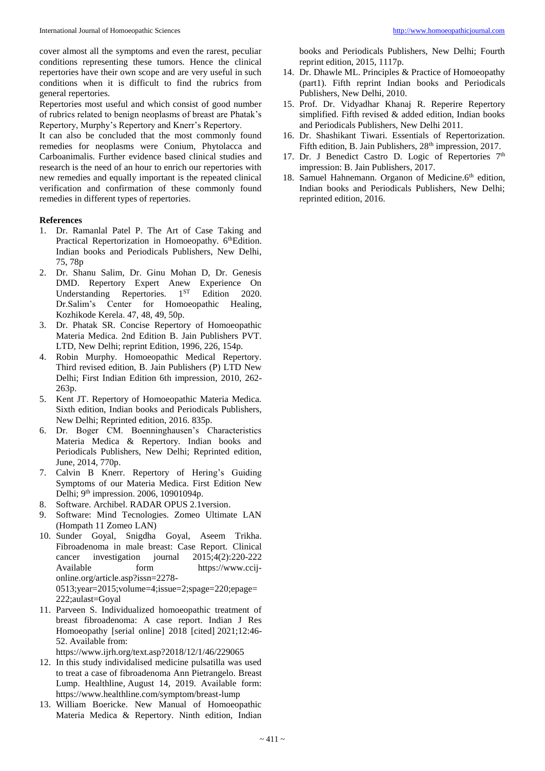cover almost all the symptoms and even the rarest, peculiar conditions representing these tumors. Hence the clinical repertories have their own scope and are very useful in such conditions when it is difficult to find the rubrics from general repertories.

Repertories most useful and which consist of good number of rubrics related to benign neoplasms of breast are Phatak's Repertory, Murphy's Repertory and Knerr's Repertory.

It can also be concluded that the most commonly found remedies for neoplasms were Conium, Phytolacca and Carboanimalis. Further evidence based clinical studies and research is the need of an hour to enrich our repertories with new remedies and equally important is the repeated clinical verification and confirmation of these commonly found remedies in different types of repertories.

## References

1. Dr. Ramanlal Patel P. The Art of Case Taking and Practical Repertorization in Homoeopathy. 6thEdition. Indian books and Periodicals Publishers, New Delhi, 75, 78p
2. Dr. Shanu Salim, Dr. Ginu Mohan D, Dr. Genesis DMD. Repertory Expert Anew Experience On Understanding Repertories. 1ST Edition 2020. Dr.Salim's Center for Homoeopathic Healing, Kozhikode Kerela. 47, 48, 49, 50p.
3. Dr. Phatak SR. Concise Repertory of Homoeopathic Materia Medica. 2nd Edition B. Jain Publishers PVT. LTD, New Delhi; reprint Edition, 1996, 226, 154p.
4. Robin Murphy. Homoeopathic Medical Repertory. Third revised edition, B. Jain Publishers (P) LTD New Delhi; First Indian Edition 6th impression, 2010, 262-263p.
5. Kent JT. Repertory of Homoeopathic Materia Medica. Sixth edition, Indian books and Periodicals Publishers, New Delhi; Reprinted edition, 2016. 835p.
6. Dr. Boger CM. Boenninghausen's Characteristics Materia Medica & Repertory. Indian books and Periodicals Publishers, New Delhi; Reprinted edition, June, 2014, 770p.
7. Calvin B Knerr. Repertory of Hering's Guiding Symptoms of our Materia Medica. First Edition New Delhi; 9th impression. 2006, 10901094p.
8. Software. Archibel. RADAR OPUS 2.1version.
9. Software: Mind Tecnologies. Zomeo Ultimate LAN (Hompath 11 Zomeo LAN)
10. Sunder Goyal, Snigdha Goyal, Aseem Trikha. Fibroadenoma in male breast: Case Report. Clinical cancer investigation journal 2015;4(2):220-222 Available form https://www.ccij-online.org/article.asp?issn=2278-0513;year=2015;volume=4;issue=2;spage=220;epage=222;aulast=Goyal
11. Parveen S. Individualized homoeopathic treatment of breast fibroadenoma: A case report. Indian J Res Homoeopathy [serial online] 2018 [cited] 2021;12:46-52. Available from: https://www.ijrh.org/text.asp?2018/12/1/46/229065
12. In this study individalised medicine pulsatilla was used to treat a case of fibroadenoma Ann Pietrangelo. Breast Lump. Healthline, August 14, 2019. Available form: https://www.healthline.com/symptom/breast-lump
13. William Boericke. New Manual of Homoeopathic Materia Medica & Repertory. Ninth edition, Indian books and Periodicals Publishers, New Delhi; Fourth reprint edition, 2015, 1117p.
14. Dr. Dhawle ML. Principles & Practice of Homoeopathy (part1). Fifth reprint Indian books and Periodicals Publishers, New Delhi, 2010.
15. Prof. Dr. Vidyadhar Khanaj R. Reperire Repertory simplified. Fifth revised & added edition, Indian books and Periodicals Publishers, New Delhi 2011.
16. Dr. Shashikant Tiwari. Essentials of Repertorization. Fifth edition, B. Jain Publishers, 28th impression, 2017.
17. Dr. J Benedict Castro D. Logic of Repertories 7th impression: B. Jain Publishers, 2017.
18. Samuel Hahnemann. Organon of Medicine.6th edition, Indian books and Periodicals Publishers, New Delhi; reprinted edition, 2016.